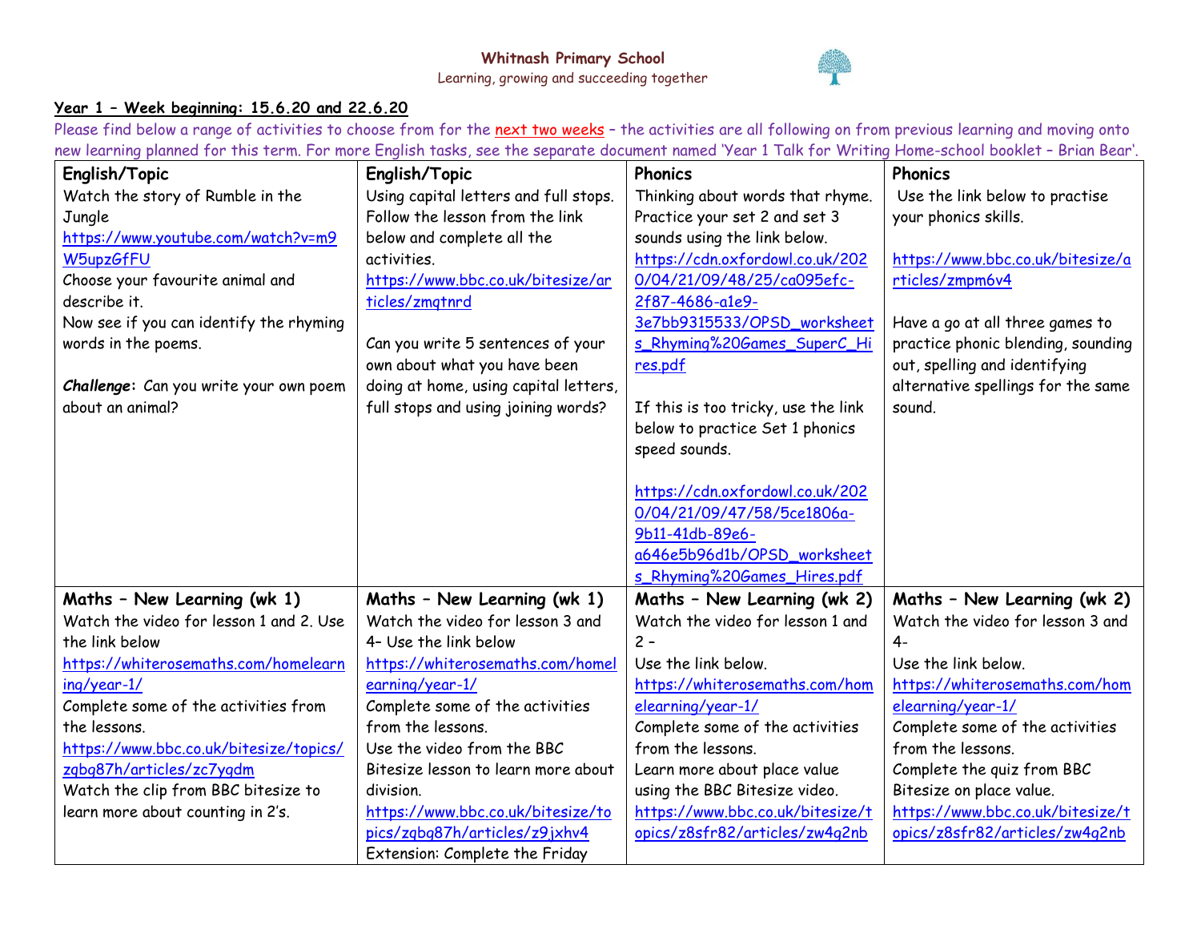**Whitnash Primary School**

Learning, growing and succeeding together

**Year 1 – Week beginning: 15.6.20 and 22.6.20**

Please find below a range of activities to choose from for the next two weeks – the activities are all following on from previous learning and moving onto new learning planned for this term. For more English tasks, see the separate document named 'Year 1 Talk for Writing Home-school booklet – Brian Bear'.

| **English/Topic** | **English/Topic** | **Phonics** | **Phonics** |
|---|---|---|---|
| Watch the story of Rumble in the Jungle https://www.youtube.com/watch?v=m9W5upzGfFU Choose your favourite animal and describe it. Now see if you can identify the rhyming words in the poems. ***Challenge*:** Can you write your own poem about an animal? | Using capital letters and full stops. Follow the lesson from the link below and complete all the activities. https://www.bbc.co.uk/bitesize/articles/zmqtnrd Can you write 5 sentences of your own about what you have been doing at home, using capital letters, full stops and using joining words? | Thinking about words that rhyme. Practice your set 2 and set 3 sounds using the link below. https://cdn.oxfordowl.co.uk/2020/04/21/09/48/25/ca095efc-2f87-4686-a1e9-3e7bb9315533/OPSD_worksheets_Rhyming%20Games_SuperC_Hires.pdf If this is too tricky, use the link below to practice Set 1 phonics speed sounds. https://cdn.oxfordowl.co.uk/2020/04/21/09/47/58/5ce1806a-9b11-41db-89e6-a646e5b96d1b/OPSD_worksheets_Rhyming%20Games_Hires.pdf | Use the link below to practise your phonics skills. https://www.bbc.co.uk/bitesize/articles/zmpm6v4 Have a go at all three games to practice phonic blending, sounding out, spelling and identifying alternative spellings for the same sound. |
| **Maths – New Learning (wk 1)** Watch the video for lesson 1 and 2. Use the link below https://whiterosemaths.com/homelearning/year-1/ Complete some of the activities from the lessons. https://www.bbc.co.uk/bitesize/topics/zqbg87h/articles/zc7ygdm Watch the clip from BBC bitesize to learn more about counting in 2's. | **Maths – New Learning (wk 1)** Watch the video for lesson 3 and 4– Use the link below https://whiterosemaths.com/homelearning/year-1/ Complete some of the activities from the lessons. Use the video from the BBC Bitesize lesson to learn more about division. https://www.bbc.co.uk/bitesize/topics/zqbg87h/articles/z9jxhv4 Extension: Complete the Friday | **Maths – New Learning (wk 2)** Watch the video for lesson 1 and 2 – Use the link below. https://whiterosemaths.com/homelearning/year-1/ Complete some of the activities from the lessons. Learn more about place value using the BBC Bitesize video. https://www.bbc.co.uk/bitesize/topics/z8sfr82/articles/zw4g2nb | **Maths – New Learning (wk 2)** Watch the video for lesson 3 and 4- Use the link below. https://whiterosemaths.com/homelearning/year-1/ Complete some of the activities from the lessons. Complete the quiz from BBC Bitesize on place value. https://www.bbc.co.uk/bitesize/topics/z8sfr82/articles/zw4g2nb |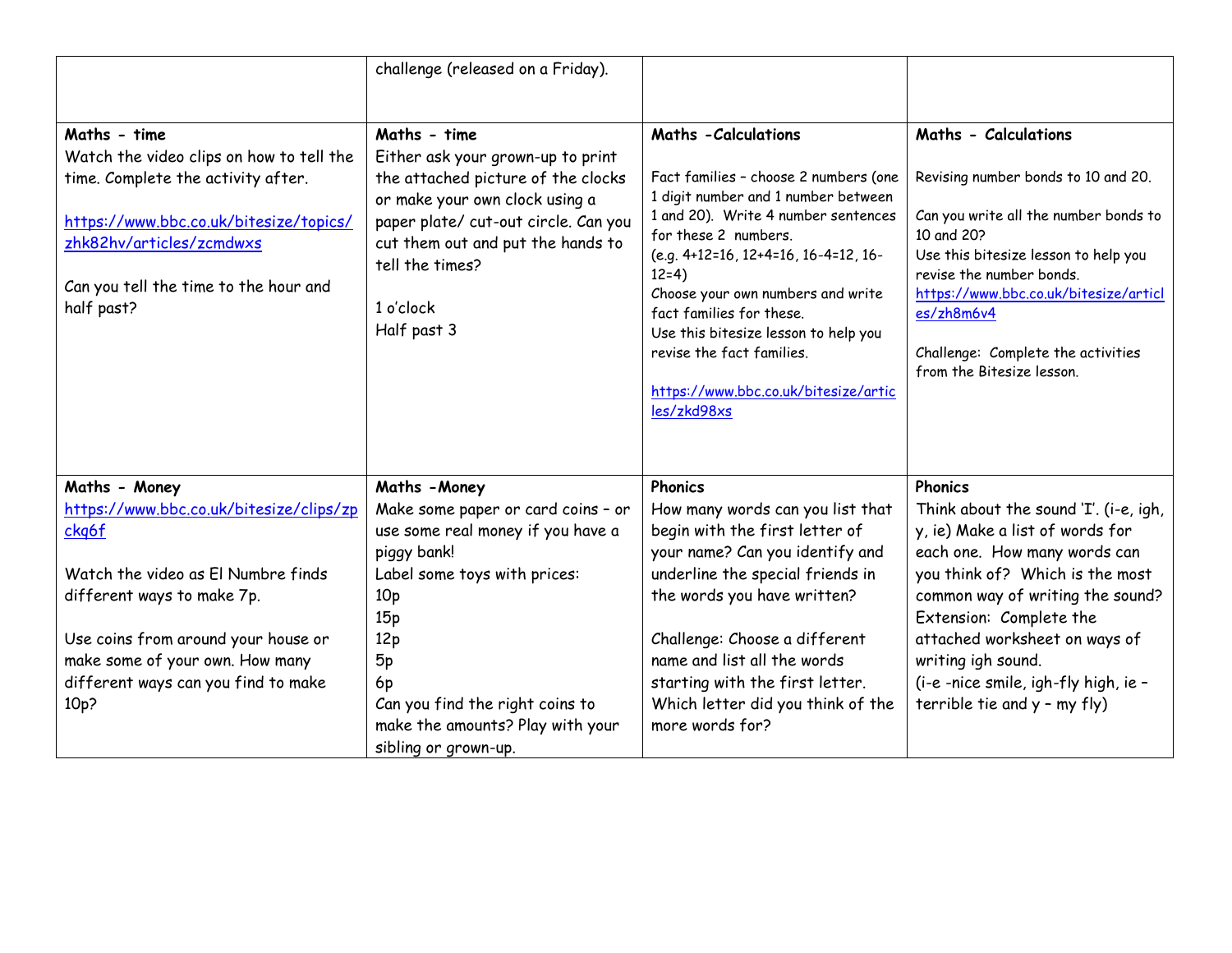| | | | |
|---|---|---|---|
| | challenge (released on a Friday). | | |
| **Maths - time**<br>Watch the video clips on how to tell the time. Complete the activity after.<br><br>https://www.bbc.co.uk/bitesize/topics/zhk82hv/articles/zcmdwxs<br><br>Can you tell the time to the hour and half past? | **Maths - time**<br>Either ask your grown-up to print the attached picture of the clocks or make your own clock using a paper plate/ cut-out circle. Can you cut them out and put the hands to tell the times?<br><br>1 o'clock<br>Half past 3 | **Maths -Calculations**<br><br>Fact families – choose 2 numbers (one 1 digit number and 1 number between 1 and 20). Write 4 number sentences for these 2 numbers.<br>(e.g. 4+12=16, 12+4=16, 16-4=12, 16-12=4)<br>Choose your own numbers and write fact families for these.<br>Use this bitesize lesson to help you revise the fact families.<br><br>https://www.bbc.co.uk/bitesize/articles/zkd98xs | **Maths - Calculations**<br><br>Revising number bonds to 10 and 20.<br><br>Can you write all the number bonds to 10 and 20?<br>Use this bitesize lesson to help you revise the number bonds.<br>https://www.bbc.co.uk/bitesize/articles/zh8m6v4<br><br>Challenge: Complete the activities from the Bitesize lesson. |
| **Maths - Money**<br>https://www.bbc.co.uk/bitesize/clips/zpckq6f<br><br>Watch the video as El Numbre finds different ways to make 7p.<br><br>Use coins from around your house or make some of your own. How many different ways can you find to make 10p? | **Maths -Money**<br>Make some paper or card coins – or use some real money if you have a piggy bank!<br>Label some toys with prices:<br>10p<br>15p<br>12p<br>5p<br>6p<br>Can you find the right coins to make the amounts? Play with your sibling or grown-up. | **Phonics**<br>How many words can you list that begin with the first letter of your name? Can you identify and underline the special friends in the words you have written?<br><br>Challenge: Choose a different name and list all the words starting with the first letter. Which letter did you think of the more words for? | **Phonics**<br>Think about the sound 'I'. (i-e, igh, y, ie) Make a list of words for each one. How many words can you think of? Which is the most common way of writing the sound?<br>Extension: Complete the attached worksheet on ways of writing igh sound.<br>(i-e -nice smile, igh-fly high, ie – terrible tie and y – my fly) |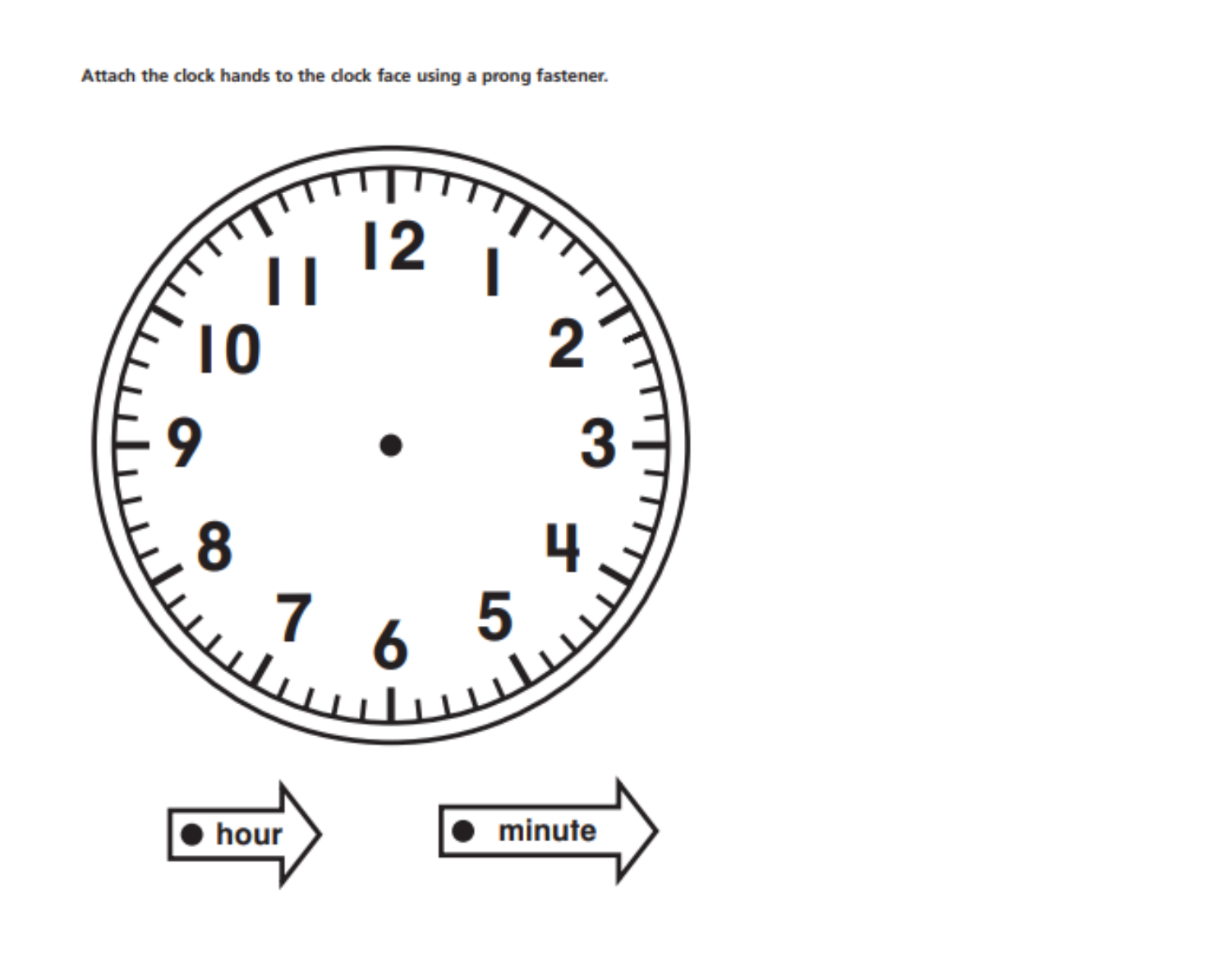Attach the clock hands to the clock face using a prong fastener.

12 1 2 3 4 5 6 7 8 9 10 11

hour

minute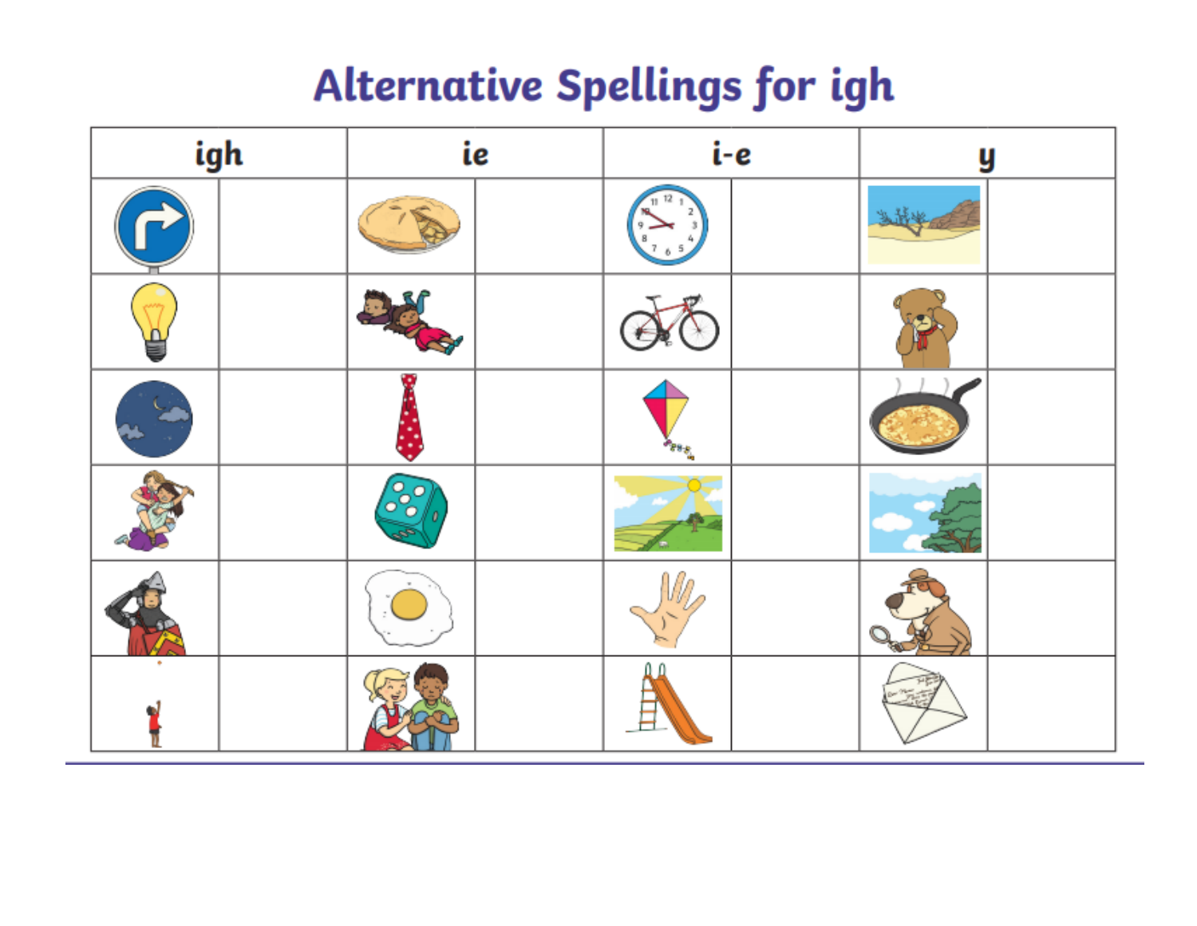# Alternative Spellings for igh

| igh | | ie | | i-e | | y | |
|---|---|---|---|---|---|---|---|
| | | | | | | | |
| | | | | | | | |
| | | | | | | | |
| | | | | | | | |
| | | | | | | | |
| | | | | | | | |